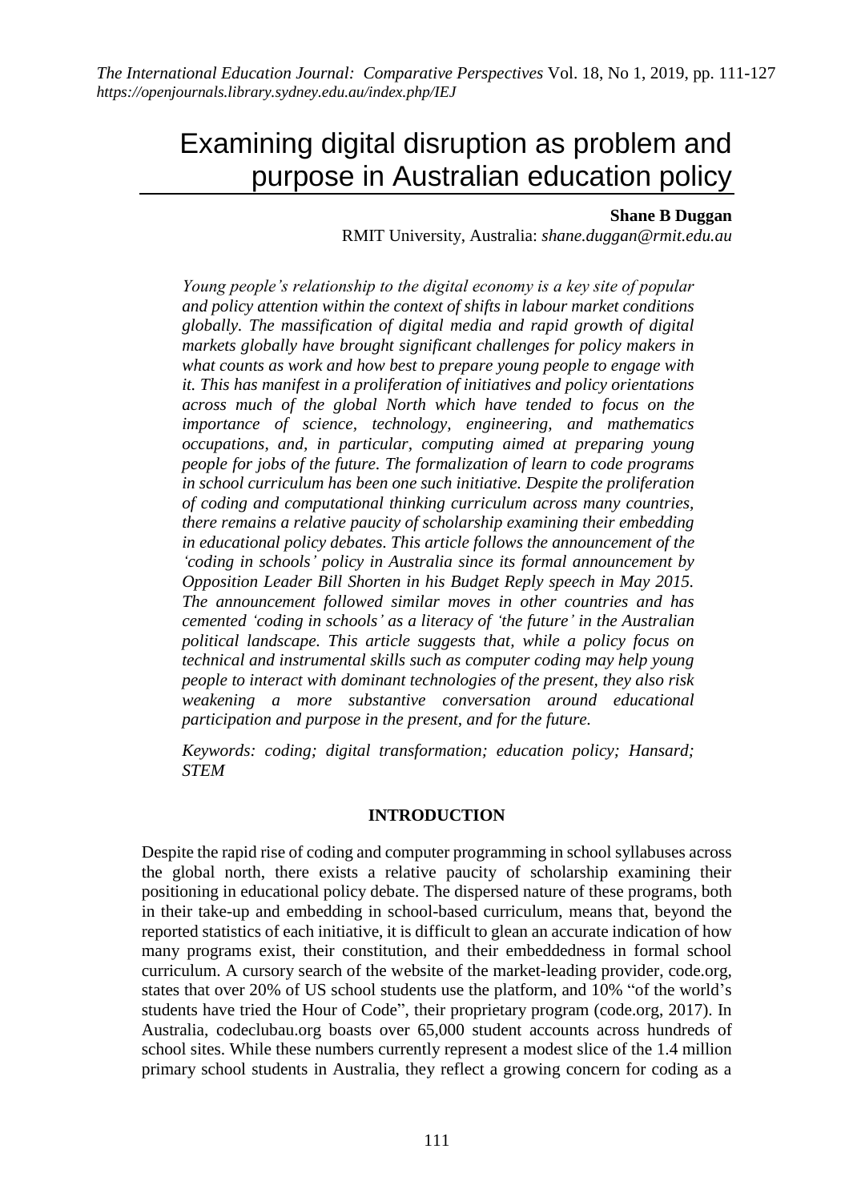// Examining digital disruption as problem and purpose in Australian education policy

# Examining digital disruption as problem and purpose in Australian education policy

**Shane B Duggan**

RMIT University, Australia: *shane.duggan@rmit.edu.au*

*Young people's relationship to the digital economy is a key site of popular and policy attention within the context of shifts in labour market conditions globally. The massification of digital media and rapid growth of digital markets globally have brought significant challenges for policy makers in what counts as work and how best to prepare young people to engage with it. This has manifest in a proliferation of initiatives and policy orientations across much of the global North which have tended to focus on the importance of science, technology, engineering, and mathematics occupations, and, in particular, computing aimed at preparing young people for jobs of the future. The formalization of learn to code programs in school curriculum has been one such initiative. Despite the proliferation of coding and computational thinking curriculum across many countries, there remains a relative paucity of scholarship examining their embedding in educational policy debates. This article follows the announcement of the 'coding in schools' policy in Australia since its formal announcement by Opposition Leader Bill Shorten in his Budget Reply speech in May 2015. The announcement followed similar moves in other countries and has cemented 'coding in schools' as a literacy of 'the future' in the Australian political landscape. This article suggests that, while a policy focus on technical and instrumental skills such as computer coding may help young people to interact with dominant technologies of the present, they also risk weakening a more substantive conversation around educational participation and purpose in the present, and for the future.*

*Keywords: coding; digital transformation; education policy; Hansard; STEM*

## INTRODUCTION

Despite the rapid rise of coding and computer programming in school syllabuses across the global north, there exists a relative paucity of scholarship examining their positioning in educational policy debate. The dispersed nature of these programs, both in their take-up and embedding in school-based curriculum, means that, beyond the reported statistics of each initiative, it is difficult to glean an accurate indication of how many programs exist, their constitution, and their embeddedness in formal school curriculum. A cursory search of the website of the market-leading provider, code.org, states that over 20% of US school students use the platform, and 10% "of the world's students have tried the Hour of Code", their proprietary program (code.org, 2017). In Australia, codeclubau.org boasts over 65,000 student accounts across hundreds of school sites. While these numbers currently represent a modest slice of the 1.4 million primary school students in Australia, they reflect a growing concern for coding as a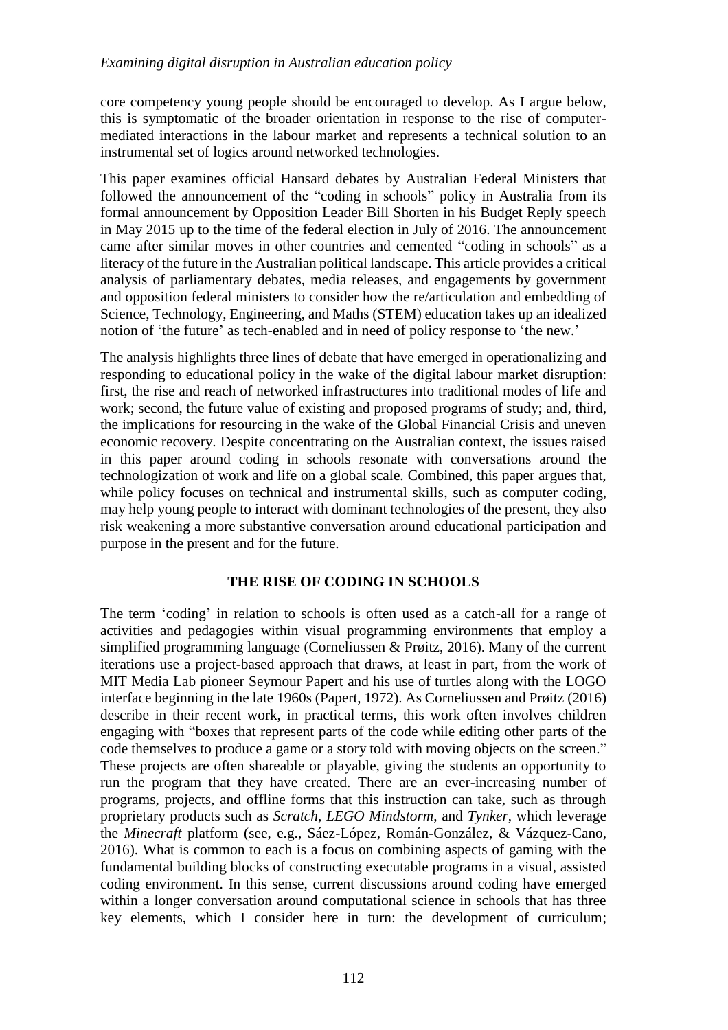core competency young people should be encouraged to develop. As I argue below, this is symptomatic of the broader orientation in response to the rise of computer-mediated interactions in the labour market and represents a technical solution to an instrumental set of logics around networked technologies.

This paper examines official Hansard debates by Australian Federal Ministers that followed the announcement of the "coding in schools" policy in Australia from its formal announcement by Opposition Leader Bill Shorten in his Budget Reply speech in May 2015 up to the time of the federal election in July of 2016. The announcement came after similar moves in other countries and cemented "coding in schools" as a literacy of the future in the Australian political landscape. This article provides a critical analysis of parliamentary debates, media releases, and engagements by government and opposition federal ministers to consider how the re/articulation and embedding of Science, Technology, Engineering, and Maths (STEM) education takes up an idealized notion of 'the future' as tech-enabled and in need of policy response to 'the new.'

The analysis highlights three lines of debate that have emerged in operationalizing and responding to educational policy in the wake of the digital labour market disruption: first, the rise and reach of networked infrastructures into traditional modes of life and work; second, the future value of existing and proposed programs of study; and, third, the implications for resourcing in the wake of the Global Financial Crisis and uneven economic recovery. Despite concentrating on the Australian context, the issues raised in this paper around coding in schools resonate with conversations around the technologization of work and life on a global scale. Combined, this paper argues that, while policy focuses on technical and instrumental skills, such as computer coding, may help young people to interact with dominant technologies of the present, they also risk weakening a more substantive conversation around educational participation and purpose in the present and for the future.

## THE RISE OF CODING IN SCHOOLS

The term 'coding' in relation to schools is often used as a catch-all for a range of activities and pedagogies within visual programming environments that employ a simplified programming language (Corneliussen & Prøitz, 2016). Many of the current iterations use a project-based approach that draws, at least in part, from the work of MIT Media Lab pioneer Seymour Papert and his use of turtles along with the LOGO interface beginning in the late 1960s (Papert, 1972). As Corneliussen and Prøitz (2016) describe in their recent work, in practical terms, this work often involves children engaging with "boxes that represent parts of the code while editing other parts of the code themselves to produce a game or a story told with moving objects on the screen." These projects are often shareable or playable, giving the students an opportunity to run the program that they have created. There are an ever-increasing number of programs, projects, and offline forms that this instruction can take, such as through proprietary products such as *Scratch*, *LEGO Mindstorm*, and *Tynker*, which leverage the *Minecraft* platform (see, e.g., Sáez-López, Román-González, & Vázquez-Cano, 2016). What is common to each is a focus on combining aspects of gaming with the fundamental building blocks of constructing executable programs in a visual, assisted coding environment. In this sense, current discussions around coding have emerged within a longer conversation around computational science in schools that has three key elements, which I consider here in turn: the development of curriculum;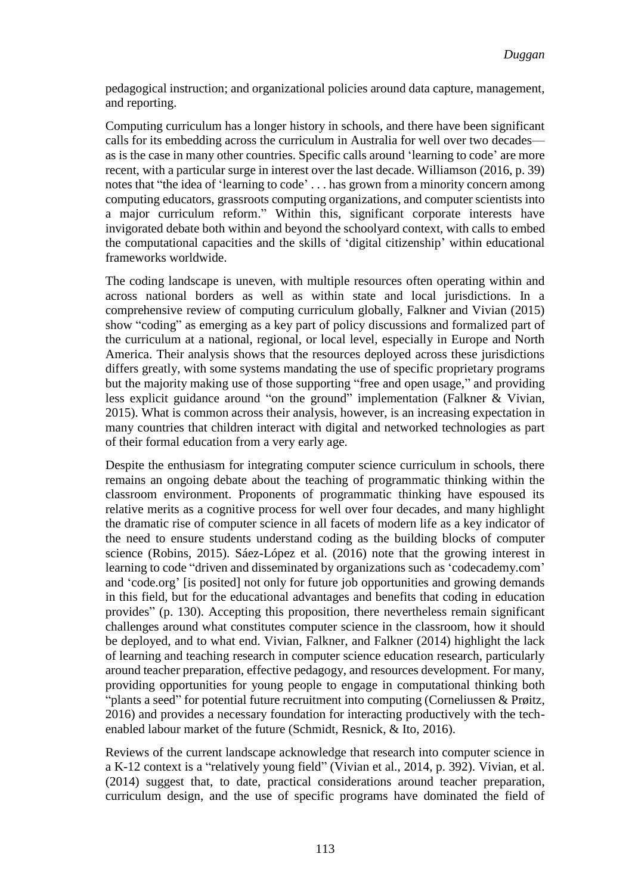pedagogical instruction; and organizational policies around data capture, management, and reporting.

Computing curriculum has a longer history in schools, and there have been significant calls for its embedding across the curriculum in Australia for well over two decades—as is the case in many other countries. Specific calls around 'learning to code' are more recent, with a particular surge in interest over the last decade. Williamson (2016, p. 39) notes that "the idea of 'learning to code' . . . has grown from a minority concern among computing educators, grassroots computing organizations, and computer scientists into a major curriculum reform." Within this, significant corporate interests have invigorated debate both within and beyond the schoolyard context, with calls to embed the computational capacities and the skills of 'digital citizenship' within educational frameworks worldwide.

The coding landscape is uneven, with multiple resources often operating within and across national borders as well as within state and local jurisdictions. In a comprehensive review of computing curriculum globally, Falkner and Vivian (2015) show "coding" as emerging as a key part of policy discussions and formalized part of the curriculum at a national, regional, or local level, especially in Europe and North America. Their analysis shows that the resources deployed across these jurisdictions differs greatly, with some systems mandating the use of specific proprietary programs but the majority making use of those supporting "free and open usage," and providing less explicit guidance around "on the ground" implementation (Falkner & Vivian, 2015). What is common across their analysis, however, is an increasing expectation in many countries that children interact with digital and networked technologies as part of their formal education from a very early age.

Despite the enthusiasm for integrating computer science curriculum in schools, there remains an ongoing debate about the teaching of programmatic thinking within the classroom environment. Proponents of programmatic thinking have espoused its relative merits as a cognitive process for well over four decades, and many highlight the dramatic rise of computer science in all facets of modern life as a key indicator of the need to ensure students understand coding as the building blocks of computer science (Robins, 2015). Sáez-López et al. (2016) note that the growing interest in learning to code "driven and disseminated by organizations such as 'codecademy.com' and 'code.org' [is posited] not only for future job opportunities and growing demands in this field, but for the educational advantages and benefits that coding in education provides" (p. 130). Accepting this proposition, there nevertheless remain significant challenges around what constitutes computer science in the classroom, how it should be deployed, and to what end. Vivian, Falkner, and Falkner (2014) highlight the lack of learning and teaching research in computer science education research, particularly around teacher preparation, effective pedagogy, and resources development. For many, providing opportunities for young people to engage in computational thinking both "plants a seed" for potential future recruitment into computing (Corneliussen & Prøitz, 2016) and provides a necessary foundation for interacting productively with the tech-enabled labour market of the future (Schmidt, Resnick, & Ito, 2016).

Reviews of the current landscape acknowledge that research into computer science in a K-12 context is a "relatively young field" (Vivian et al., 2014, p. 392). Vivian, et al. (2014) suggest that, to date, practical considerations around teacher preparation, curriculum design, and the use of specific programs have dominated the field of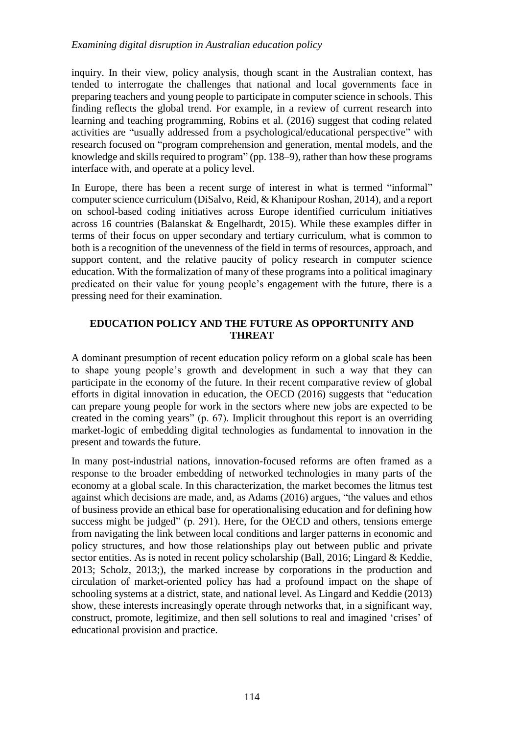inquiry. In their view, policy analysis, though scant in the Australian context, has tended to interrogate the challenges that national and local governments face in preparing teachers and young people to participate in computer science in schools. This finding reflects the global trend. For example, in a review of current research into learning and teaching programming, Robins et al. (2016) suggest that coding related activities are "usually addressed from a psychological/educational perspective" with research focused on "program comprehension and generation, mental models, and the knowledge and skills required to program" (pp. 138–9), rather than how these programs interface with, and operate at a policy level.

In Europe, there has been a recent surge of interest in what is termed "informal" computer science curriculum (DiSalvo, Reid, & Khanipour Roshan, 2014), and a report on school-based coding initiatives across Europe identified curriculum initiatives across 16 countries (Balanskat & Engelhardt, 2015). While these examples differ in terms of their focus on upper secondary and tertiary curriculum, what is common to both is a recognition of the unevenness of the field in terms of resources, approach, and support content, and the relative paucity of policy research in computer science education. With the formalization of many of these programs into a political imaginary predicated on their value for young people's engagement with the future, there is a pressing need for their examination.

## EDUCATION POLICY AND THE FUTURE AS OPPORTUNITY AND THREAT

A dominant presumption of recent education policy reform on a global scale has been to shape young people's growth and development in such a way that they can participate in the economy of the future. In their recent comparative review of global efforts in digital innovation in education, the OECD (2016) suggests that "education can prepare young people for work in the sectors where new jobs are expected to be created in the coming years" (p. 67). Implicit throughout this report is an overriding market-logic of embedding digital technologies as fundamental to innovation in the present and towards the future.

In many post-industrial nations, innovation-focused reforms are often framed as a response to the broader embedding of networked technologies in many parts of the economy at a global scale. In this characterization, the market becomes the litmus test against which decisions are made, and, as Adams (2016) argues, "the values and ethos of business provide an ethical base for operationalising education and for defining how success might be judged" (p. 291). Here, for the OECD and others, tensions emerge from navigating the link between local conditions and larger patterns in economic and policy structures, and how those relationships play out between public and private sector entities. As is noted in recent policy scholarship (Ball, 2016; Lingard & Keddie, 2013; Scholz, 2013;), the marked increase by corporations in the production and circulation of market-oriented policy has had a profound impact on the shape of schooling systems at a district, state, and national level. As Lingard and Keddie (2013) show, these interests increasingly operate through networks that, in a significant way, construct, promote, legitimize, and then sell solutions to real and imagined 'crises' of educational provision and practice.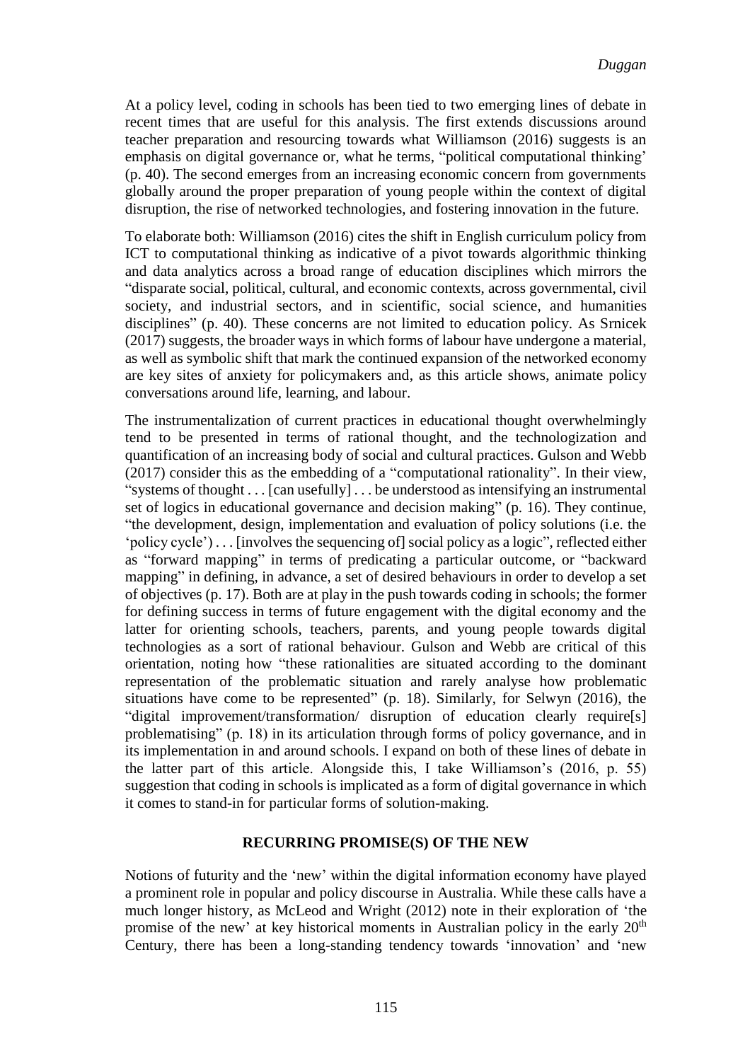At a policy level, coding in schools has been tied to two emerging lines of debate in recent times that are useful for this analysis. The first extends discussions around teacher preparation and resourcing towards what Williamson (2016) suggests is an emphasis on digital governance or, what he terms, "political computational thinking' (p. 40). The second emerges from an increasing economic concern from governments globally around the proper preparation of young people within the context of digital disruption, the rise of networked technologies, and fostering innovation in the future.

To elaborate both: Williamson (2016) cites the shift in English curriculum policy from ICT to computational thinking as indicative of a pivot towards algorithmic thinking and data analytics across a broad range of education disciplines which mirrors the "disparate social, political, cultural, and economic contexts, across governmental, civil society, and industrial sectors, and in scientific, social science, and humanities disciplines" (p. 40). These concerns are not limited to education policy. As Srnicek (2017) suggests, the broader ways in which forms of labour have undergone a material, as well as symbolic shift that mark the continued expansion of the networked economy are key sites of anxiety for policymakers and, as this article shows, animate policy conversations around life, learning, and labour.

The instrumentalization of current practices in educational thought overwhelmingly tend to be presented in terms of rational thought, and the technologization and quantification of an increasing body of social and cultural practices. Gulson and Webb (2017) consider this as the embedding of a "computational rationality". In their view, "systems of thought . . . [can usefully] . . . be understood as intensifying an instrumental set of logics in educational governance and decision making" (p. 16). They continue, "the development, design, implementation and evaluation of policy solutions (i.e. the 'policy cycle') . . . [involves the sequencing of] social policy as a logic", reflected either as "forward mapping" in terms of predicating a particular outcome, or "backward mapping" in defining, in advance, a set of desired behaviours in order to develop a set of objectives (p. 17). Both are at play in the push towards coding in schools; the former for defining success in terms of future engagement with the digital economy and the latter for orienting schools, teachers, parents, and young people towards digital technologies as a sort of rational behaviour. Gulson and Webb are critical of this orientation, noting how "these rationalities are situated according to the dominant representation of the problematic situation and rarely analyse how problematic situations have come to be represented" (p. 18). Similarly, for Selwyn (2016), the "digital improvement/transformation/ disruption of education clearly require[s] problematising" (p. 18) in its articulation through forms of policy governance, and in its implementation in and around schools. I expand on both of these lines of debate in the latter part of this article. Alongside this, I take Williamson's (2016, p. 55) suggestion that coding in schools is implicated as a form of digital governance in which it comes to stand-in for particular forms of solution-making.

## RECURRING PROMISE(S) OF THE NEW

Notions of futurity and the 'new' within the digital information economy have played a prominent role in popular and policy discourse in Australia. While these calls have a much longer history, as McLeod and Wright (2012) note in their exploration of 'the promise of the new' at key historical moments in Australian policy in the early 20th Century, there has been a long-standing tendency towards 'innovation' and 'new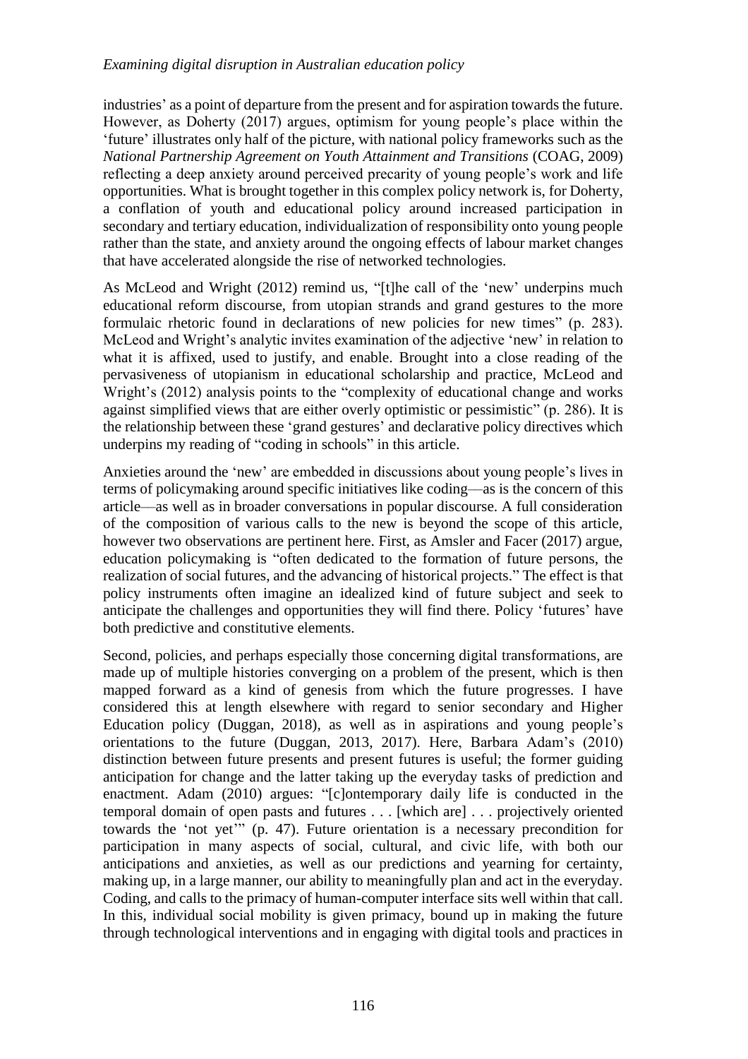industries' as a point of departure from the present and for aspiration towards the future. However, as Doherty (2017) argues, optimism for young people's place within the 'future' illustrates only half of the picture, with national policy frameworks such as the *National Partnership Agreement on Youth Attainment and Transitions* (COAG, 2009) reflecting a deep anxiety around perceived precarity of young people's work and life opportunities. What is brought together in this complex policy network is, for Doherty, a conflation of youth and educational policy around increased participation in secondary and tertiary education, individualization of responsibility onto young people rather than the state, and anxiety around the ongoing effects of labour market changes that have accelerated alongside the rise of networked technologies.

As McLeod and Wright (2012) remind us, "[t]he call of the 'new' underpins much educational reform discourse, from utopian strands and grand gestures to the more formulaic rhetoric found in declarations of new policies for new times" (p. 283). McLeod and Wright's analytic invites examination of the adjective 'new' in relation to what it is affixed, used to justify, and enable. Brought into a close reading of the pervasiveness of utopianism in educational scholarship and practice, McLeod and Wright's (2012) analysis points to the "complexity of educational change and works against simplified views that are either overly optimistic or pessimistic" (p. 286). It is the relationship between these 'grand gestures' and declarative policy directives which underpins my reading of "coding in schools" in this article.

Anxieties around the 'new' are embedded in discussions about young people's lives in terms of policymaking around specific initiatives like coding—as is the concern of this article—as well as in broader conversations in popular discourse. A full consideration of the composition of various calls to the new is beyond the scope of this article, however two observations are pertinent here. First, as Amsler and Facer (2017) argue, education policymaking is "often dedicated to the formation of future persons, the realization of social futures, and the advancing of historical projects." The effect is that policy instruments often imagine an idealized kind of future subject and seek to anticipate the challenges and opportunities they will find there. Policy 'futures' have both predictive and constitutive elements.

Second, policies, and perhaps especially those concerning digital transformations, are made up of multiple histories converging on a problem of the present, which is then mapped forward as a kind of genesis from which the future progresses. I have considered this at length elsewhere with regard to senior secondary and Higher Education policy (Duggan, 2018), as well as in aspirations and young people's orientations to the future (Duggan, 2013, 2017). Here, Barbara Adam's (2010) distinction between future presents and present futures is useful; the former guiding anticipation for change and the latter taking up the everyday tasks of prediction and enactment. Adam (2010) argues: "[c]ontemporary daily life is conducted in the temporal domain of open pasts and futures . . . [which are] . . . projectively oriented towards the 'not yet'" (p. 47). Future orientation is a necessary precondition for participation in many aspects of social, cultural, and civic life, with both our anticipations and anxieties, as well as our predictions and yearning for certainty, making up, in a large manner, our ability to meaningfully plan and act in the everyday. Coding, and calls to the primacy of human-computer interface sits well within that call. In this, individual social mobility is given primacy, bound up in making the future through technological interventions and in engaging with digital tools and practices in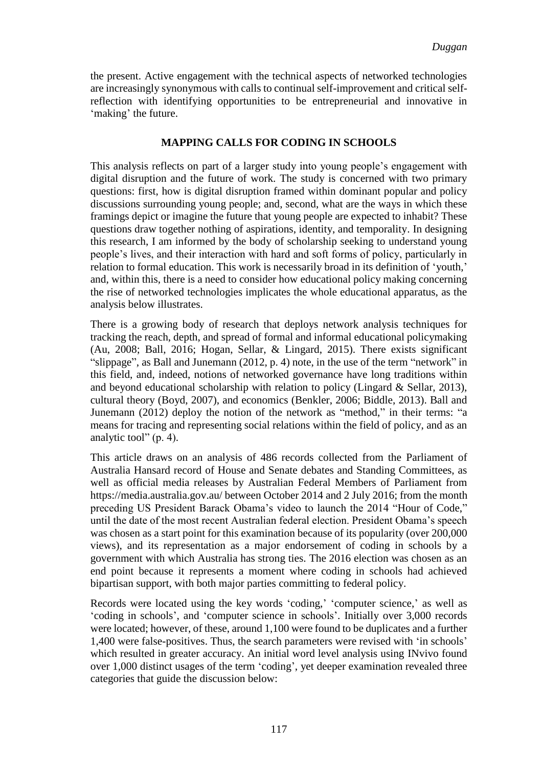the present. Active engagement with the technical aspects of networked technologies are increasingly synonymous with calls to continual self-improvement and critical self-reflection with identifying opportunities to be entrepreneurial and innovative in 'making' the future.

## MAPPING CALLS FOR CODING IN SCHOOLS

This analysis reflects on part of a larger study into young people's engagement with digital disruption and the future of work. The study is concerned with two primary questions: first, how is digital disruption framed within dominant popular and policy discussions surrounding young people; and, second, what are the ways in which these framings depict or imagine the future that young people are expected to inhabit? These questions draw together nothing of aspirations, identity, and temporality. In designing this research, I am informed by the body of scholarship seeking to understand young people's lives, and their interaction with hard and soft forms of policy, particularly in relation to formal education. This work is necessarily broad in its definition of 'youth,' and, within this, there is a need to consider how educational policy making concerning the rise of networked technologies implicates the whole educational apparatus, as the analysis below illustrates.

There is a growing body of research that deploys network analysis techniques for tracking the reach, depth, and spread of formal and informal educational policymaking (Au, 2008; Ball, 2016; Hogan, Sellar, & Lingard, 2015). There exists significant "slippage", as Ball and Junemann (2012, p. 4) note, in the use of the term "network" in this field, and, indeed, notions of networked governance have long traditions within and beyond educational scholarship with relation to policy (Lingard & Sellar, 2013), cultural theory (Boyd, 2007), and economics (Benkler, 2006; Biddle, 2013). Ball and Junemann (2012) deploy the notion of the network as "method," in their terms: "a means for tracing and representing social relations within the field of policy, and as an analytic tool" (p. 4).

This article draws on an analysis of 486 records collected from the Parliament of Australia Hansard record of House and Senate debates and Standing Committees, as well as official media releases by Australian Federal Members of Parliament from https://media.australia.gov.au/ between October 2014 and 2 July 2016; from the month preceding US President Barack Obama's video to launch the 2014 "Hour of Code," until the date of the most recent Australian federal election. President Obama's speech was chosen as a start point for this examination because of its popularity (over 200,000 views), and its representation as a major endorsement of coding in schools by a government with which Australia has strong ties. The 2016 election was chosen as an end point because it represents a moment where coding in schools had achieved bipartisan support, with both major parties committing to federal policy.

Records were located using the key words 'coding,' 'computer science,' as well as 'coding in schools', and 'computer science in schools'. Initially over 3,000 records were located; however, of these, around 1,100 were found to be duplicates and a further 1,400 were false-positives. Thus, the search parameters were revised with 'in schools' which resulted in greater accuracy. An initial word level analysis using INvivo found over 1,000 distinct usages of the term 'coding', yet deeper examination revealed three categories that guide the discussion below: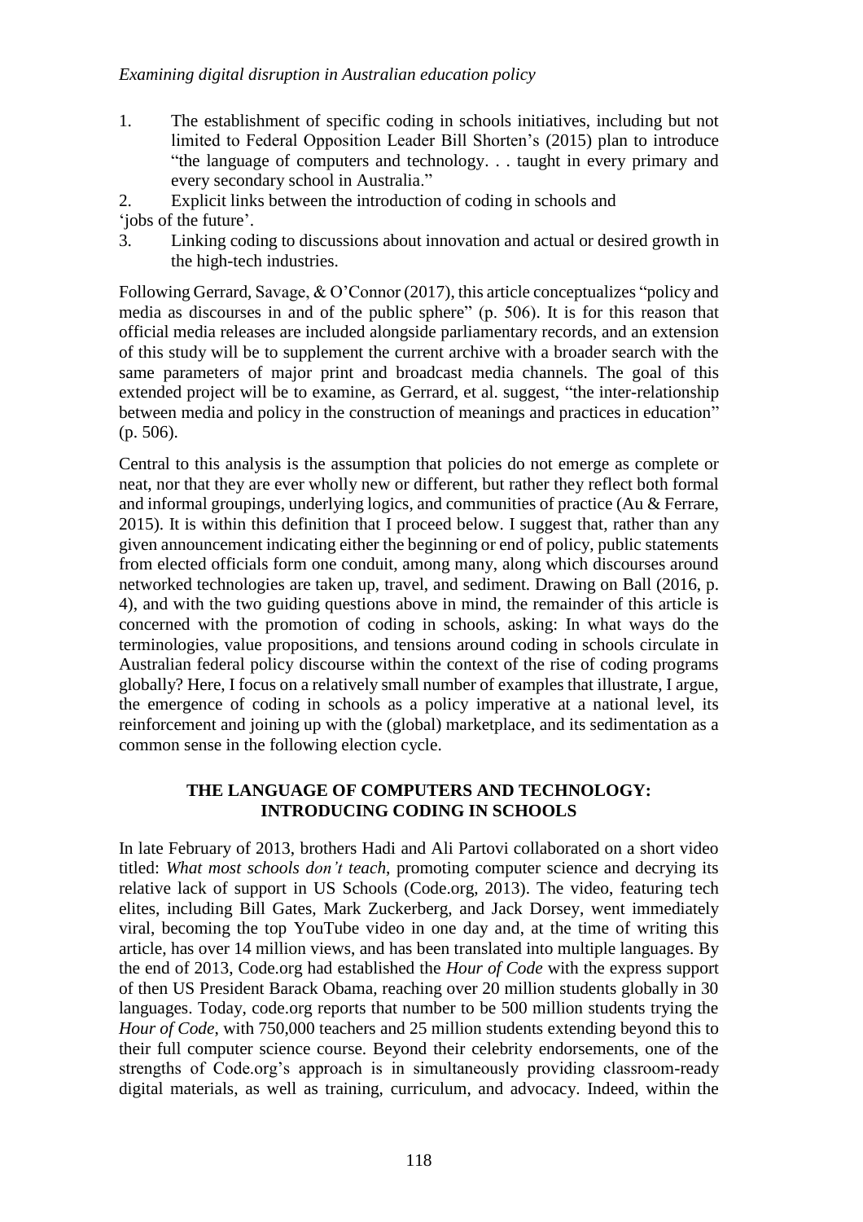1. The establishment of specific coding in schools initiatives, including but not limited to Federal Opposition Leader Bill Shorten's (2015) plan to introduce "the language of computers and technology. . . taught in every primary and every secondary school in Australia."
2. Explicit links between the introduction of coding in schools and 'jobs of the future'.
3. Linking coding to discussions about innovation and actual or desired growth in the high-tech industries.

Following Gerrard, Savage, & O'Connor (2017), this article conceptualizes "policy and media as discourses in and of the public sphere" (p. 506). It is for this reason that official media releases are included alongside parliamentary records, and an extension of this study will be to supplement the current archive with a broader search with the same parameters of major print and broadcast media channels. The goal of this extended project will be to examine, as Gerrard, et al. suggest, "the inter-relationship between media and policy in the construction of meanings and practices in education" (p. 506).

Central to this analysis is the assumption that policies do not emerge as complete or neat, nor that they are ever wholly new or different, but rather they reflect both formal and informal groupings, underlying logics, and communities of practice (Au & Ferrare, 2015). It is within this definition that I proceed below. I suggest that, rather than any given announcement indicating either the beginning or end of policy, public statements from elected officials form one conduit, among many, along which discourses around networked technologies are taken up, travel, and sediment. Drawing on Ball (2016, p. 4), and with the two guiding questions above in mind, the remainder of this article is concerned with the promotion of coding in schools, asking: In what ways do the terminologies, value propositions, and tensions around coding in schools circulate in Australian federal policy discourse within the context of the rise of coding programs globally? Here, I focus on a relatively small number of examples that illustrate, I argue, the emergence of coding in schools as a policy imperative at a national level, its reinforcement and joining up with the (global) marketplace, and its sedimentation as a common sense in the following election cycle.

## THE LANGUAGE OF COMPUTERS AND TECHNOLOGY: INTRODUCING CODING IN SCHOOLS

In late February of 2013, brothers Hadi and Ali Partovi collaborated on a short video titled: *What most schools don't teach*, promoting computer science and decrying its relative lack of support in US Schools (Code.org, 2013). The video, featuring tech elites, including Bill Gates, Mark Zuckerberg, and Jack Dorsey, went immediately viral, becoming the top YouTube video in one day and, at the time of writing this article, has over 14 million views, and has been translated into multiple languages. By the end of 2013, Code.org had established the *Hour of Code* with the express support of then US President Barack Obama, reaching over 20 million students globally in 30 languages. Today, code.org reports that number to be 500 million students trying the *Hour of Code*, with 750,000 teachers and 25 million students extending beyond this to their full computer science course. Beyond their celebrity endorsements, one of the strengths of Code.org's approach is in simultaneously providing classroom-ready digital materials, as well as training, curriculum, and advocacy. Indeed, within the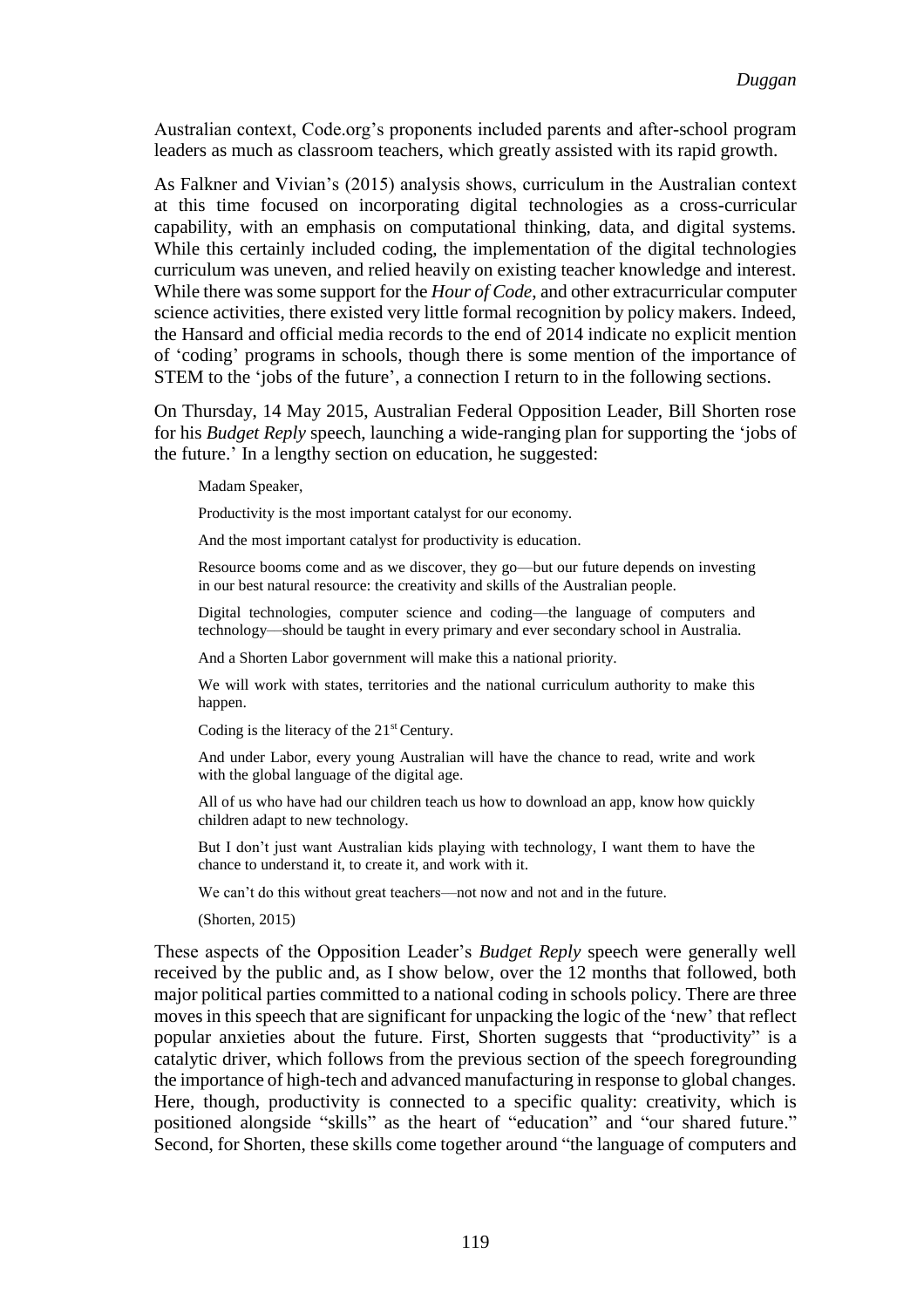Australian context, Code.org's proponents included parents and after-school program leaders as much as classroom teachers, which greatly assisted with its rapid growth.

As Falkner and Vivian's (2015) analysis shows, curriculum in the Australian context at this time focused on incorporating digital technologies as a cross-curricular capability, with an emphasis on computational thinking, data, and digital systems. While this certainly included coding, the implementation of the digital technologies curriculum was uneven, and relied heavily on existing teacher knowledge and interest. While there was some support for the *Hour of Code*, and other extracurricular computer science activities, there existed very little formal recognition by policy makers. Indeed, the Hansard and official media records to the end of 2014 indicate no explicit mention of 'coding' programs in schools, though there is some mention of the importance of STEM to the 'jobs of the future', a connection I return to in the following sections.

On Thursday, 14 May 2015, Australian Federal Opposition Leader, Bill Shorten rose for his *Budget Reply* speech, launching a wide-ranging plan for supporting the 'jobs of the future.' In a lengthy section on education, he suggested:

> Madam Speaker,
>
> Productivity is the most important catalyst for our economy.
>
> And the most important catalyst for productivity is education.
>
> Resource booms come and as we discover, they go—but our future depends on investing in our best natural resource: the creativity and skills of the Australian people.
>
> Digital technologies, computer science and coding—the language of computers and technology—should be taught in every primary and ever secondary school in Australia.
>
> And a Shorten Labor government will make this a national priority.
>
> We will work with states, territories and the national curriculum authority to make this happen.
>
> Coding is the literacy of the 21st Century.
>
> And under Labor, every young Australian will have the chance to read, write and work with the global language of the digital age.
>
> All of us who have had our children teach us how to download an app, know how quickly children adapt to new technology.
>
> But I don't just want Australian kids playing with technology, I want them to have the chance to understand it, to create it, and work with it.
>
> We can't do this without great teachers—not now and not and in the future.
>
> (Shorten, 2015)

These aspects of the Opposition Leader's *Budget Reply* speech were generally well received by the public and, as I show below, over the 12 months that followed, both major political parties committed to a national coding in schools policy. There are three moves in this speech that are significant for unpacking the logic of the 'new' that reflect popular anxieties about the future. First, Shorten suggests that "productivity" is a catalytic driver, which follows from the previous section of the speech foregrounding the importance of high-tech and advanced manufacturing in response to global changes. Here, though, productivity is connected to a specific quality: creativity, which is positioned alongside "skills" as the heart of "education" and "our shared future." Second, for Shorten, these skills come together around "the language of computers and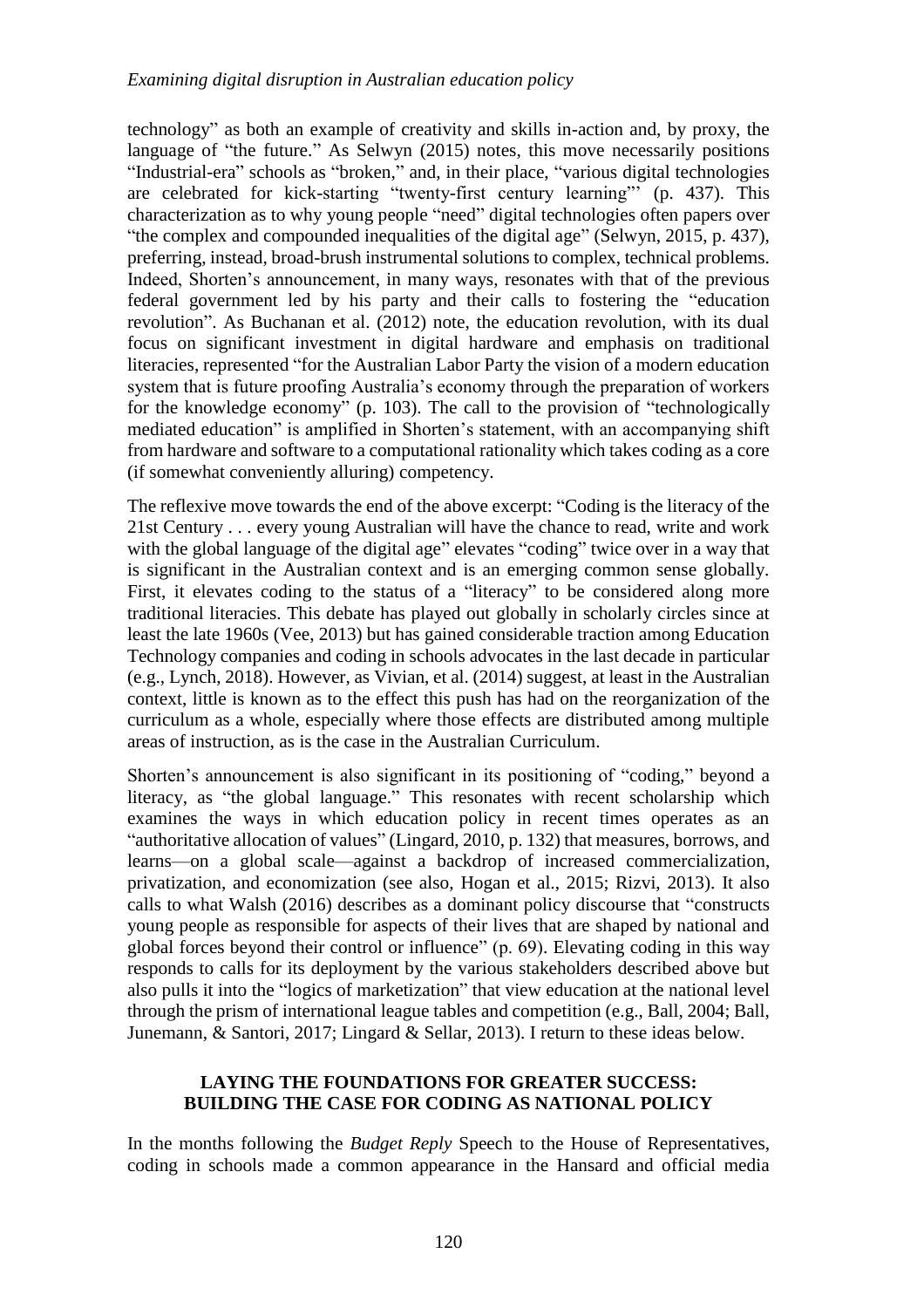technology" as both an example of creativity and skills in-action and, by proxy, the language of "the future." As Selwyn (2015) notes, this move necessarily positions "Industrial-era" schools as "broken," and, in their place, "various digital technologies are celebrated for kick-starting "twenty-first century learning"' (p. 437). This characterization as to why young people "need" digital technologies often papers over "the complex and compounded inequalities of the digital age" (Selwyn, 2015, p. 437), preferring, instead, broad-brush instrumental solutions to complex, technical problems. Indeed, Shorten's announcement, in many ways, resonates with that of the previous federal government led by his party and their calls to fostering the "education revolution". As Buchanan et al. (2012) note, the education revolution, with its dual focus on significant investment in digital hardware and emphasis on traditional literacies, represented "for the Australian Labor Party the vision of a modern education system that is future proofing Australia's economy through the preparation of workers for the knowledge economy" (p. 103). The call to the provision of "technologically mediated education" is amplified in Shorten's statement, with an accompanying shift from hardware and software to a computational rationality which takes coding as a core (if somewhat conveniently alluring) competency.

The reflexive move towards the end of the above excerpt: "Coding is the literacy of the 21st Century . . . every young Australian will have the chance to read, write and work with the global language of the digital age" elevates "coding" twice over in a way that is significant in the Australian context and is an emerging common sense globally. First, it elevates coding to the status of a "literacy" to be considered along more traditional literacies. This debate has played out globally in scholarly circles since at least the late 1960s (Vee, 2013) but has gained considerable traction among Education Technology companies and coding in schools advocates in the last decade in particular (e.g., Lynch, 2018). However, as Vivian, et al. (2014) suggest, at least in the Australian context, little is known as to the effect this push has had on the reorganization of the curriculum as a whole, especially where those effects are distributed among multiple areas of instruction, as is the case in the Australian Curriculum.

Shorten's announcement is also significant in its positioning of "coding," beyond a literacy, as "the global language." This resonates with recent scholarship which examines the ways in which education policy in recent times operates as an "authoritative allocation of values" (Lingard, 2010, p. 132) that measures, borrows, and learns—on a global scale—against a backdrop of increased commercialization, privatization, and economization (see also, Hogan et al., 2015; Rizvi, 2013). It also calls to what Walsh (2016) describes as a dominant policy discourse that "constructs young people as responsible for aspects of their lives that are shaped by national and global forces beyond their control or influence" (p. 69). Elevating coding in this way responds to calls for its deployment by the various stakeholders described above but also pulls it into the "logics of marketization" that view education at the national level through the prism of international league tables and competition (e.g., Ball, 2004; Ball, Junemann, & Santori, 2017; Lingard & Sellar, 2013). I return to these ideas below.

## LAYING THE FOUNDATIONS FOR GREATER SUCCESS: BUILDING THE CASE FOR CODING AS NATIONAL POLICY

In the months following the *Budget Reply* Speech to the House of Representatives, coding in schools made a common appearance in the Hansard and official media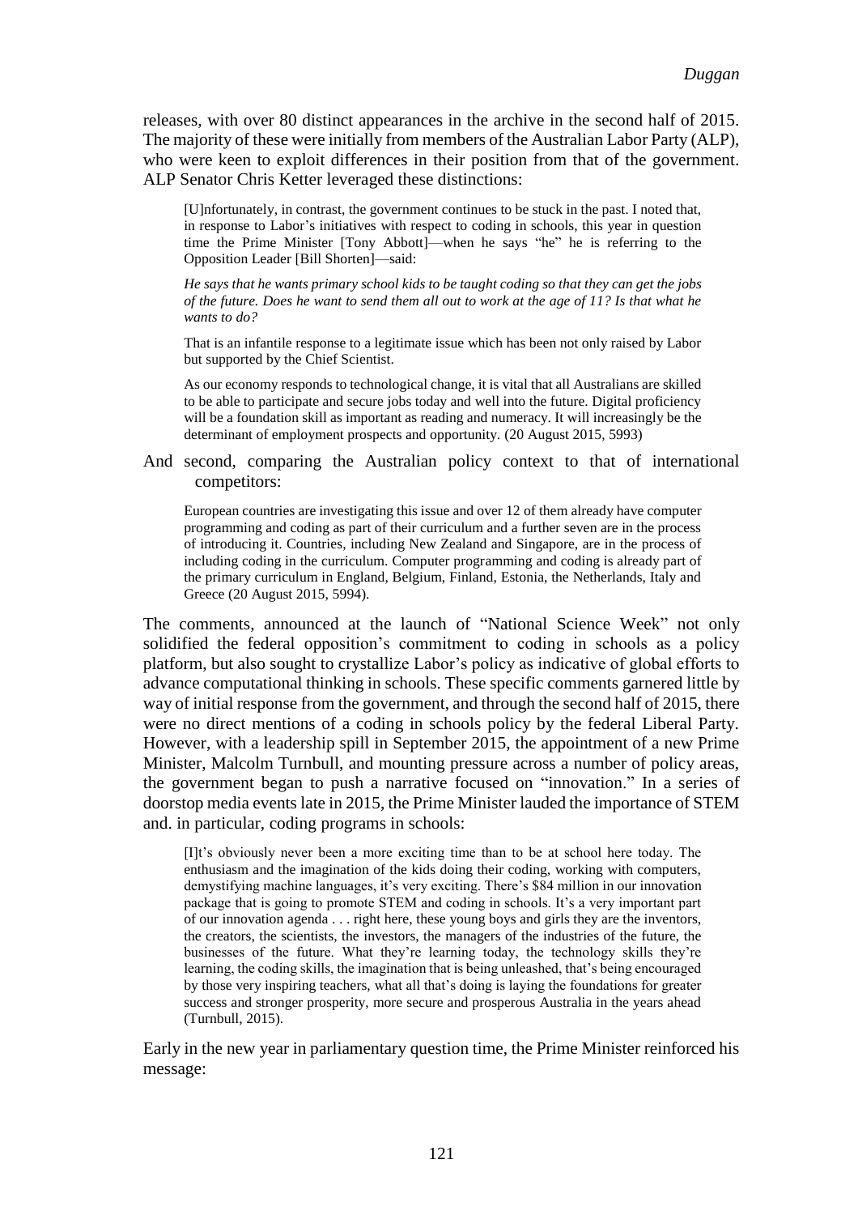releases, with over 80 distinct appearances in the archive in the second half of 2015. The majority of these were initially from members of the Australian Labor Party (ALP), who were keen to exploit differences in their position from that of the government. ALP Senator Chris Ketter leveraged these distinctions:

> [U]nfortunately, in contrast, the government continues to be stuck in the past. I noted that, in response to Labor's initiatives with respect to coding in schools, this year in question time the Prime Minister [Tony Abbott]—when he says "he" he is referring to the Opposition Leader [Bill Shorten]—said:
>
> *He says that he wants primary school kids to be taught coding so that they can get the jobs of the future. Does he want to send them all out to work at the age of 11? Is that what he wants to do?*
>
> That is an infantile response to a legitimate issue which has been not only raised by Labor but supported by the Chief Scientist.
>
> As our economy responds to technological change, it is vital that all Australians are skilled to be able to participate and secure jobs today and well into the future. Digital proficiency will be a foundation skill as important as reading and numeracy. It will increasingly be the determinant of employment prospects and opportunity. (20 August 2015, 5993)

And second, comparing the Australian policy context to that of international competitors:

> European countries are investigating this issue and over 12 of them already have computer programming and coding as part of their curriculum and a further seven are in the process of introducing it. Countries, including New Zealand and Singapore, are in the process of including coding in the curriculum. Computer programming and coding is already part of the primary curriculum in England, Belgium, Finland, Estonia, the Netherlands, Italy and Greece (20 August 2015, 5994).

The comments, announced at the launch of "National Science Week" not only solidified the federal opposition's commitment to coding in schools as a policy platform, but also sought to crystallize Labor's policy as indicative of global efforts to advance computational thinking in schools. These specific comments garnered little by way of initial response from the government, and through the second half of 2015, there were no direct mentions of a coding in schools policy by the federal Liberal Party. However, with a leadership spill in September 2015, the appointment of a new Prime Minister, Malcolm Turnbull, and mounting pressure across a number of policy areas, the government began to push a narrative focused on "innovation." In a series of doorstop media events late in 2015, the Prime Minister lauded the importance of STEM and. in particular, coding programs in schools:

> [I]t's obviously never been a more exciting time than to be at school here today. The enthusiasm and the imagination of the kids doing their coding, working with computers, demystifying machine languages, it's very exciting. There's $84 million in our innovation package that is going to promote STEM and coding in schools. It's a very important part of our innovation agenda . . . right here, these young boys and girls they are the inventors, the creators, the scientists, the investors, the managers of the industries of the future, the businesses of the future. What they're learning today, the technology skills they're learning, the coding skills, the imagination that is being unleashed, that's being encouraged by those very inspiring teachers, what all that's doing is laying the foundations for greater success and stronger prosperity, more secure and prosperous Australia in the years ahead (Turnbull, 2015).

Early in the new year in parliamentary question time, the Prime Minister reinforced his message: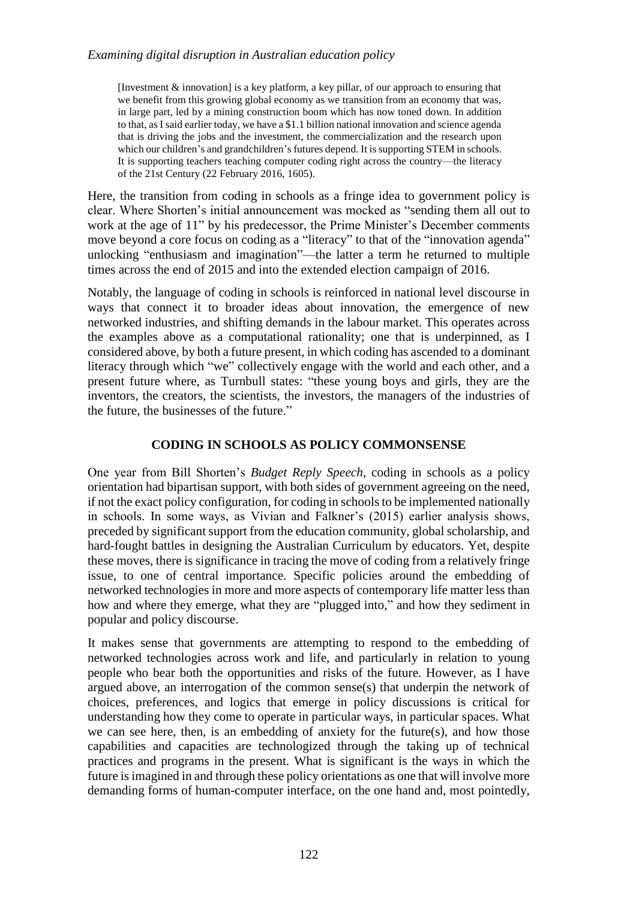> [Investment & innovation] is a key platform, a key pillar, of our approach to ensuring that we benefit from this growing global economy as we transition from an economy that was, in large part, led by a mining construction boom which has now toned down. In addition to that, as I said earlier today, we have a $1.1 billion national innovation and science agenda that is driving the jobs and the investment, the commercialization and the research upon which our children's and grandchildren's futures depend. It is supporting STEM in schools. It is supporting teachers teaching computer coding right across the country—the literacy of the 21st Century (22 February 2016, 1605).

Here, the transition from coding in schools as a fringe idea to government policy is clear. Where Shorten's initial announcement was mocked as "sending them all out to work at the age of 11" by his predecessor, the Prime Minister's December comments move beyond a core focus on coding as a "literacy" to that of the "innovation agenda" unlocking "enthusiasm and imagination"—the latter a term he returned to multiple times across the end of 2015 and into the extended election campaign of 2016.

Notably, the language of coding in schools is reinforced in national level discourse in ways that connect it to broader ideas about innovation, the emergence of new networked industries, and shifting demands in the labour market. This operates across the examples above as a computational rationality; one that is underpinned, as I considered above, by both a future present, in which coding has ascended to a dominant literacy through which "we" collectively engage with the world and each other, and a present future where, as Turnbull states: "these young boys and girls, they are the inventors, the creators, the scientists, the investors, the managers of the industries of the future, the businesses of the future."

## CODING IN SCHOOLS AS POLICY COMMONSENSE

One year from Bill Shorten's *Budget Reply Speech*, coding in schools as a policy orientation had bipartisan support, with both sides of government agreeing on the need, if not the exact policy configuration, for coding in schools to be implemented nationally in schools. In some ways, as Vivian and Falkner's (2015) earlier analysis shows, preceded by significant support from the education community, global scholarship, and hard-fought battles in designing the Australian Curriculum by educators. Yet, despite these moves, there is significance in tracing the move of coding from a relatively fringe issue, to one of central importance. Specific policies around the embedding of networked technologies in more and more aspects of contemporary life matter less than how and where they emerge, what they are "plugged into," and how they sediment in popular and policy discourse.

It makes sense that governments are attempting to respond to the embedding of networked technologies across work and life, and particularly in relation to young people who bear both the opportunities and risks of the future. However, as I have argued above, an interrogation of the common sense(s) that underpin the network of choices, preferences, and logics that emerge in policy discussions is critical for understanding how they come to operate in particular ways, in particular spaces. What we can see here, then, is an embedding of anxiety for the future(s), and how those capabilities and capacities are technologized through the taking up of technical practices and programs in the present. What is significant is the ways in which the future is imagined in and through these policy orientations as one that will involve more demanding forms of human-computer interface, on the one hand and, most pointedly,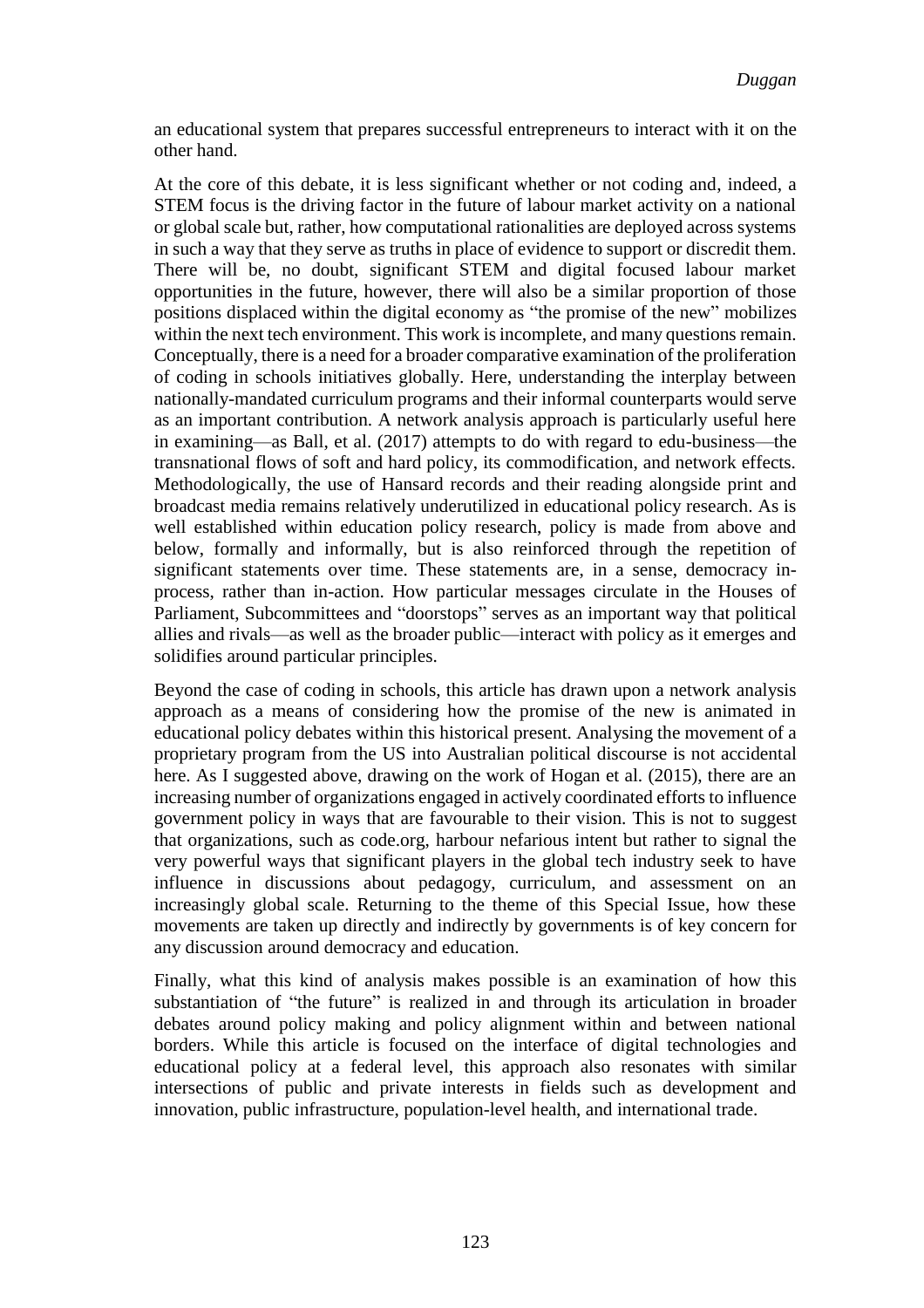an educational system that prepares successful entrepreneurs to interact with it on the other hand.

At the core of this debate, it is less significant whether or not coding and, indeed, a STEM focus is the driving factor in the future of labour market activity on a national or global scale but, rather, how computational rationalities are deployed across systems in such a way that they serve as truths in place of evidence to support or discredit them. There will be, no doubt, significant STEM and digital focused labour market opportunities in the future, however, there will also be a similar proportion of those positions displaced within the digital economy as "the promise of the new" mobilizes within the next tech environment. This work is incomplete, and many questions remain. Conceptually, there is a need for a broader comparative examination of the proliferation of coding in schools initiatives globally. Here, understanding the interplay between nationally-mandated curriculum programs and their informal counterparts would serve as an important contribution. A network analysis approach is particularly useful here in examining—as Ball, et al. (2017) attempts to do with regard to edu-business—the transnational flows of soft and hard policy, its commodification, and network effects. Methodologically, the use of Hansard records and their reading alongside print and broadcast media remains relatively underutilized in educational policy research. As is well established within education policy research, policy is made from above and below, formally and informally, but is also reinforced through the repetition of significant statements over time. These statements are, in a sense, democracy in-process, rather than in-action. How particular messages circulate in the Houses of Parliament, Subcommittees and "doorstops" serves as an important way that political allies and rivals—as well as the broader public—interact with policy as it emerges and solidifies around particular principles.

Beyond the case of coding in schools, this article has drawn upon a network analysis approach as a means of considering how the promise of the new is animated in educational policy debates within this historical present. Analysing the movement of a proprietary program from the US into Australian political discourse is not accidental here. As I suggested above, drawing on the work of Hogan et al. (2015), there are an increasing number of organizations engaged in actively coordinated efforts to influence government policy in ways that are favourable to their vision. This is not to suggest that organizations, such as code.org, harbour nefarious intent but rather to signal the very powerful ways that significant players in the global tech industry seek to have influence in discussions about pedagogy, curriculum, and assessment on an increasingly global scale. Returning to the theme of this Special Issue, how these movements are taken up directly and indirectly by governments is of key concern for any discussion around democracy and education.

Finally, what this kind of analysis makes possible is an examination of how this substantiation of "the future" is realized in and through its articulation in broader debates around policy making and policy alignment within and between national borders. While this article is focused on the interface of digital technologies and educational policy at a federal level, this approach also resonates with similar intersections of public and private interests in fields such as development and innovation, public infrastructure, population-level health, and international trade.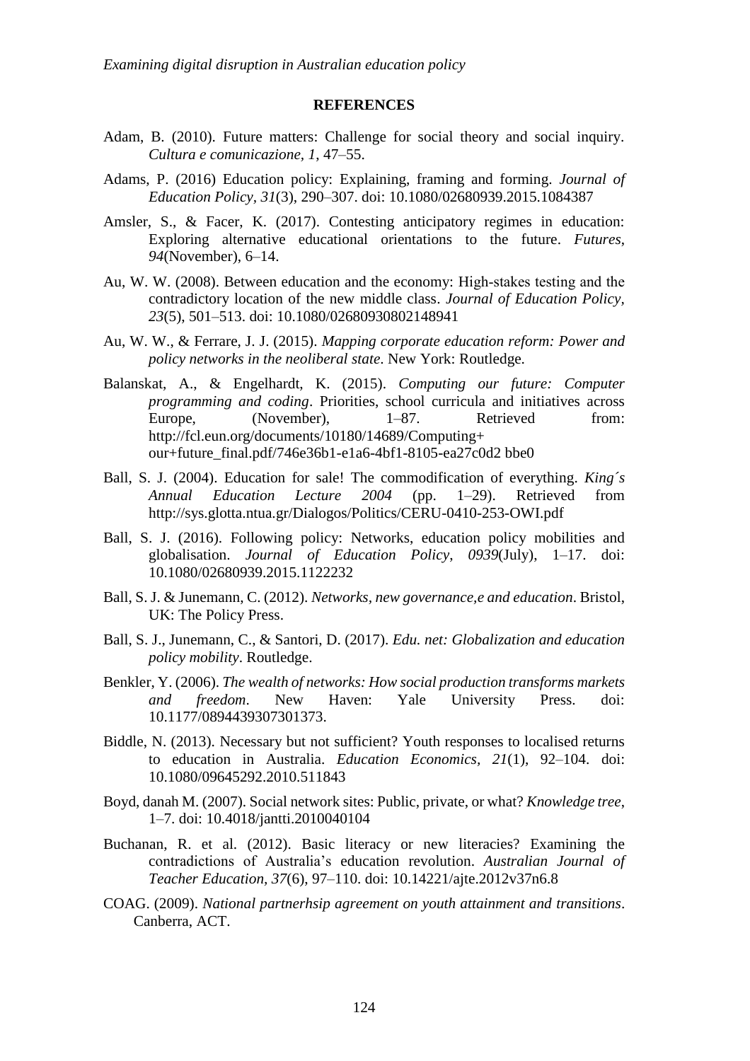## REFERENCES

Adam, B. (2010). Future matters: Challenge for social theory and social inquiry. *Cultura e comunicazione, 1*, 47–55.

Adams, P. (2016) Education policy: Explaining, framing and forming. *Journal of Education Policy, 31*(3), 290–307. doi: 10.1080/02680939.2015.1084387

Amsler, S., & Facer, K. (2017). Contesting anticipatory regimes in education: Exploring alternative educational orientations to the future. *Futures*, *94*(November), 6–14.

Au, W. W. (2008). Between education and the economy: High-stakes testing and the contradictory location of the new middle class. *Journal of Education Policy, 23*(5), 501–513. doi: 10.1080/02680930802148941

Au, W. W., & Ferrare, J. J. (2015). *Mapping corporate education reform: Power and policy networks in the neoliberal state*. New York: Routledge.

Balanskat, A., & Engelhardt, K. (2015). *Computing our future: Computer programming and coding*. Priorities, school curricula and initiatives across Europe, (November), 1–87. Retrieved from: http://fcl.eun.org/documents/10180/14689/Computing+ our+future_final.pdf/746e36b1-e1a6-4bf1-8105-ea27c0d2 bbe0

Ball, S. J. (2004). Education for sale! The commodification of everything. *King´s Annual Education Lecture 2004* (pp. 1–29). Retrieved from http://sys.glotta.ntua.gr/Dialogos/Politics/CERU-0410-253-OWI.pdf

Ball, S. J. (2016). Following policy: Networks, education policy mobilities and globalisation. *Journal of Education Policy*, *0939*(July), 1–17. doi: 10.1080/02680939.2015.1122232

Ball, S. J. & Junemann, C. (2012). *Networks, new governance,e and education*. Bristol, UK: The Policy Press.

Ball, S. J., Junemann, C., & Santori, D. (2017). *Edu. net: Globalization and education policy mobility*. Routledge.

Benkler, Y. (2006). *The wealth of networks: How social production transforms markets and freedom*. New Haven: Yale University Press. doi: 10.1177/0894439307301373.

Biddle, N. (2013). Necessary but not sufficient? Youth responses to localised returns to education in Australia. *Education Economics, 21*(1), 92–104. doi: 10.1080/09645292.2010.511843

Boyd, danah M. (2007). Social network sites: Public, private, or what? *Knowledge tree*, 1–7. doi: 10.4018/jantti.2010040104

Buchanan, R. et al. (2012). Basic literacy or new literacies? Examining the contradictions of Australia's education revolution. *Australian Journal of Teacher Education, 37*(6), 97–110. doi: 10.14221/ajte.2012v37n6.8

COAG. (2009). *National partnerhsip agreement on youth attainment and transitions*. Canberra, ACT.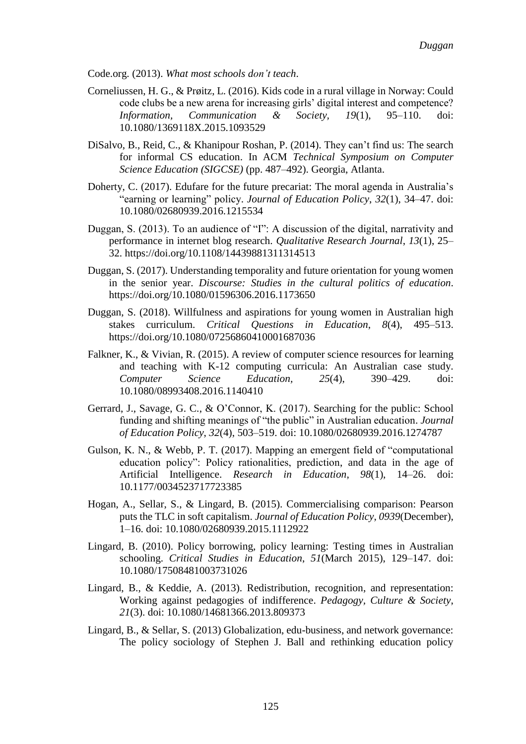Code.org. (2013). *What most schools don't teach*.

Corneliussen, H. G., & Prøitz, L. (2016). Kids code in a rural village in Norway: Could code clubs be a new arena for increasing girls' digital interest and competence? *Information, Communication & Society, 19*(1), 95–110. doi: 10.1080/1369118X.2015.1093529

DiSalvo, B., Reid, C., & Khanipour Roshan, P. (2014). They can't find us: The search for informal CS education. In ACM *Technical Symposium on Computer Science Education (SIGCSE)* (pp. 487–492). Georgia, Atlanta.

Doherty, C. (2017). Edufare for the future precariat: The moral agenda in Australia's "earning or learning" policy. *Journal of Education Policy*, *32*(1), 34–47. doi: 10.1080/02680939.2016.1215534

Duggan, S. (2013). To an audience of "I": A discussion of the digital, narrativity and performance in internet blog research. *Qualitative Research Journal*, *13*(1), 25–32. https://doi.org/10.1108/14439881311314513

Duggan, S. (2017). Understanding temporality and future orientation for young women in the senior year. *Discourse: Studies in the cultural politics of education*. https://doi.org/10.1080/01596306.2016.1173650

Duggan, S. (2018). Willfulness and aspirations for young women in Australian high stakes curriculum. *Critical Questions in Education*, *8*(4), 495–513. https://doi.org/10.1080/07256860410001687036

Falkner, K., & Vivian, R. (2015). A review of computer science resources for learning and teaching with K-12 computing curricula: An Australian case study. *Computer Science Education*, *25*(4), 390–429. doi: 10.1080/08993408.2016.1140410

Gerrard, J., Savage, G. C., & O'Connor, K. (2017). Searching for the public: School funding and shifting meanings of "the public" in Australian education. *Journal of Education Policy*, *32*(4), 503–519. doi: 10.1080/02680939.2016.1274787

Gulson, K. N., & Webb, P. T. (2017). Mapping an emergent field of "computational education policy": Policy rationalities, prediction, and data in the age of Artificial Intelligence. *Research in Education*, *98*(1), 14–26. doi: 10.1177/0034523717723385

Hogan, A., Sellar, S., & Lingard, B. (2015). Commercialising comparison: Pearson puts the TLC in soft capitalism. *Journal of Education Policy*, *0939*(December), 1–16. doi: 10.1080/02680939.2015.1112922

Lingard, B. (2010). Policy borrowing, policy learning: Testing times in Australian schooling. *Critical Studies in Education*, *51*(March 2015), 129–147. doi: 10.1080/17508481003731026

Lingard, B., & Keddie, A. (2013). Redistribution, recognition, and representation: Working against pedagogies of indifference. *Pedagogy, Culture & Society*, *21*(3). doi: 10.1080/14681366.2013.809373

Lingard, B., & Sellar, S. (2013) Globalization, edu-business, and network governance: The policy sociology of Stephen J. Ball and rethinking education policy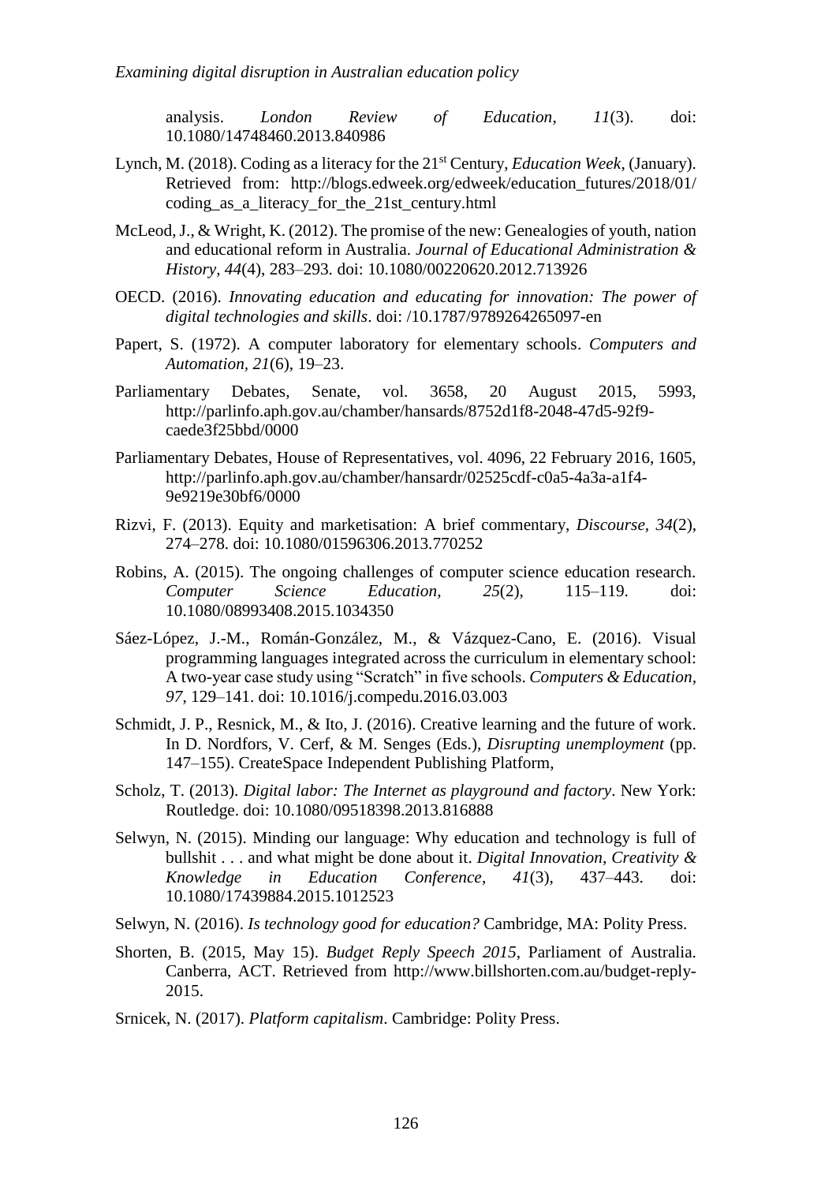analysis. *London Review of Education*, *11*(3). doi: 10.1080/14748460.2013.840986

Lynch, M. (2018). Coding as a literacy for the 21st Century, *Education Week*, (January). Retrieved from: http://blogs.edweek.org/edweek/education_futures/2018/01/coding_as_a_literacy_for_the_21st_century.html

McLeod, J., & Wright, K. (2012). The promise of the new: Genealogies of youth, nation and educational reform in Australia. *Journal of Educational Administration & History*, *44*(4), 283–293. doi: 10.1080/00220620.2012.713926

OECD. (2016). *Innovating education and educating for innovation: The power of digital technologies and skills*. doi: /10.1787/9789264265097-en

Papert, S. (1972). A computer laboratory for elementary schools. *Computers and Automation*, *21*(6), 19–23.

Parliamentary Debates, Senate, vol. 3658, 20 August 2015, 5993, http://parlinfo.aph.gov.au/chamber/hansards/8752d1f8-2048-47d5-92f9-caede3f25bbd/0000

Parliamentary Debates, House of Representatives, vol. 4096, 22 February 2016, 1605, http://parlinfo.aph.gov.au/chamber/hansardr/02525cdf-c0a5-4a3a-a1f4-9e9219e30bf6/0000

Rizvi, F. (2013). Equity and marketisation: A brief commentary, *Discourse*, *34*(2), 274–278. doi: 10.1080/01596306.2013.770252

Robins, A. (2015). The ongoing challenges of computer science education research. *Computer Science Education*, *25*(2), 115–119. doi: 10.1080/08993408.2015.1034350

Sáez-López, J.-M., Román-González, M., & Vázquez-Cano, E. (2016). Visual programming languages integrated across the curriculum in elementary school: A two-year case study using "Scratch" in five schools. *Computers & Education*, *97*, 129–141. doi: 10.1016/j.compedu.2016.03.003

Schmidt, J. P., Resnick, M., & Ito, J. (2016). Creative learning and the future of work. In D. Nordfors, V. Cerf, & M. Senges (Eds.), *Disrupting unemployment* (pp. 147–155). CreateSpace Independent Publishing Platform,

Scholz, T. (2013). *Digital labor: The Internet as playground and factory*. New York: Routledge. doi: 10.1080/09518398.2013.816888

Selwyn, N. (2015). Minding our language: Why education and technology is full of bullshit . . . and what might be done about it. *Digital Innovation, Creativity & Knowledge in Education Conference*, *41*(3), 437–443. doi: 10.1080/17439884.2015.1012523

Selwyn, N. (2016). *Is technology good for education?* Cambridge, MA: Polity Press.

Shorten, B. (2015, May 15). *Budget Reply Speech 2015*, Parliament of Australia. Canberra, ACT. Retrieved from http://www.billshorten.com.au/budget-reply-2015.

Srnicek, N. (2017). *Platform capitalism*. Cambridge: Polity Press.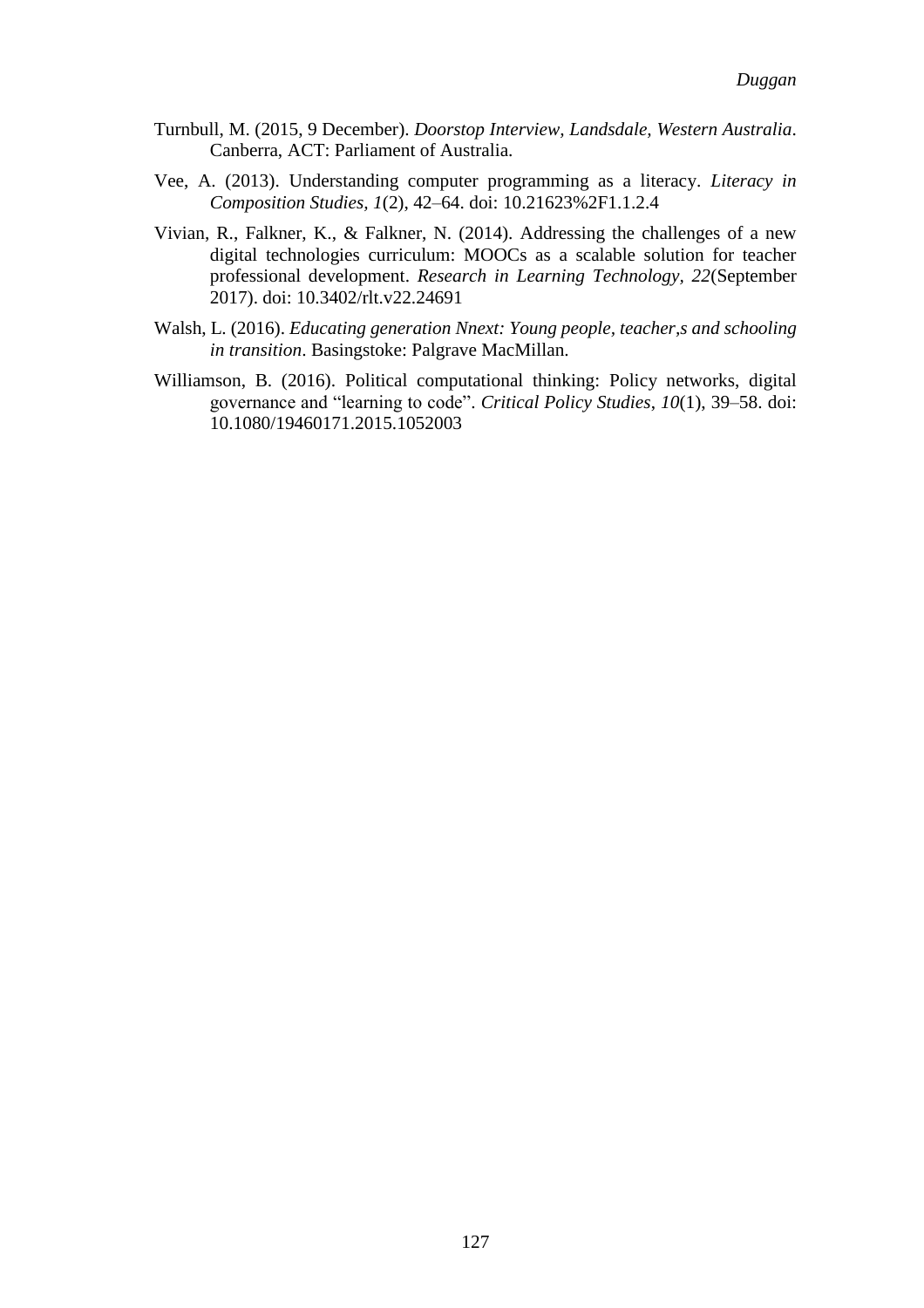Turnbull, M. (2015, 9 December). *Doorstop Interview, Landsdale, Western Australia*. Canberra, ACT: Parliament of Australia.

Vee, A. (2013). Understanding computer programming as a literacy. *Literacy in Composition Studies, 1*(2), 42–64. doi: 10.21623%2F1.1.2.4

Vivian, R., Falkner, K., & Falkner, N. (2014). Addressing the challenges of a new digital technologies curriculum: MOOCs as a scalable solution for teacher professional development. *Research in Learning Technology, 22*(September 2017). doi: 10.3402/rlt.v22.24691

Walsh, L. (2016). *Educating generation Nnext: Young people, teacher,s and schooling in transition*. Basingstoke: Palgrave MacMillan.

Williamson, B. (2016). Political computational thinking: Policy networks, digital governance and "learning to code". *Critical Policy Studies*, *10*(1), 39–58. doi: 10.1080/19460171.2015.1052003